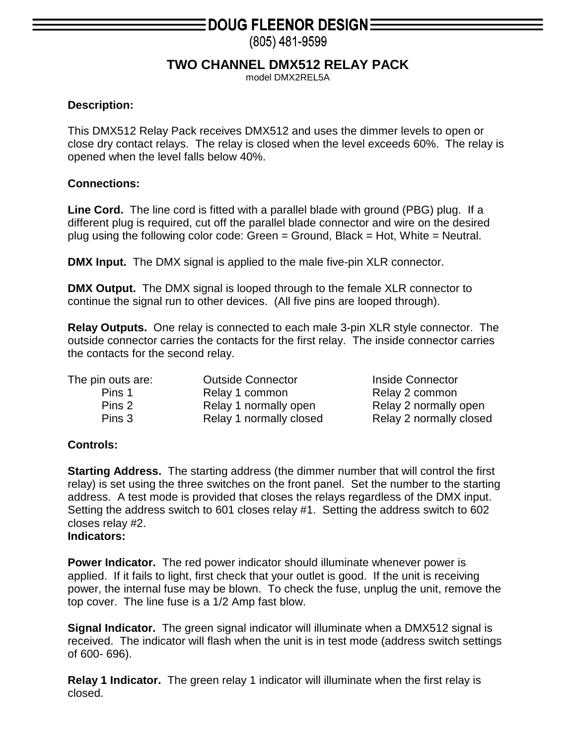# DOUG FLEENOR DESIGN

(805) 481-9599

## TWO CHANNEL DMX512 RELAY PACK

model DMX2REL5A

**Description:**

This DMX512 Relay Pack receives DMX512 and uses the dimmer levels to open or close dry contact relays. The relay is closed when the level exceeds 60%. The relay is opened when the level falls below 40%.

**Connections:**

**Line Cord.** The line cord is fitted with a parallel blade with ground (PBG) plug. If a different plug is required, cut off the parallel blade connector and wire on the desired plug using the following color code: Green = Ground, Black = Hot, White = Neutral.

**DMX Input.** The DMX signal is applied to the male five-pin XLR connector.

**DMX Output.** The DMX signal is looped through to the female XLR connector to continue the signal run to other devices. (All five pins are looped through).

**Relay Outputs.** One relay is connected to each male 3-pin XLR style connector. The outside connector carries the contacts for the first relay. The inside connector carries the contacts for the second relay.

| The pin outs are: | Outside Connector | Inside Connector |
|---|---|---|
| Pins 1 | Relay 1 common | Relay 2 common |
| Pins 2 | Relay 1 normally open | Relay 2 normally open |
| Pins 3 | Relay 1 normally closed | Relay 2 normally closed |

**Controls:**

**Starting Address.** The starting address (the dimmer number that will control the first relay) is set using the three switches on the front panel. Set the number to the starting address. A test mode is provided that closes the relays regardless of the DMX input. Setting the address switch to 601 closes relay #1. Setting the address switch to 602 closes relay #2.

**Indicators:**

**Power Indicator.** The red power indicator should illuminate whenever power is applied. If it fails to light, first check that your outlet is good. If the unit is receiving power, the internal fuse may be blown. To check the fuse, unplug the unit, remove the top cover. The line fuse is a 1/2 Amp fast blow.

**Signal Indicator.** The green signal indicator will illuminate when a DMX512 signal is received. The indicator will flash when the unit is in test mode (address switch settings of 600- 696).

**Relay 1 Indicator.** The green relay 1 indicator will illuminate when the first relay is closed.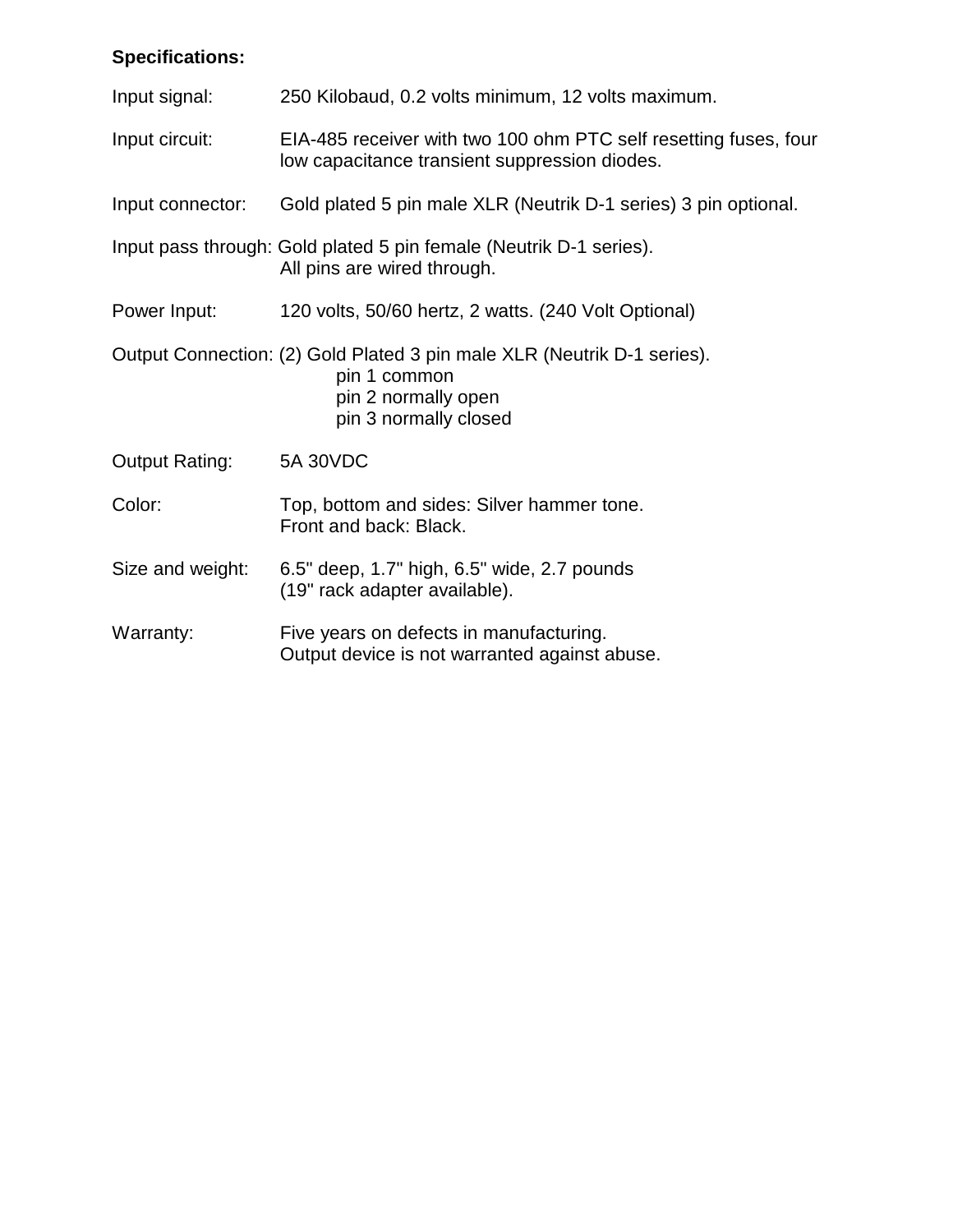**Specifications:**

Input signal: 250 Kilobaud, 0.2 volts minimum, 12 volts maximum.

Input circuit: EIA-485 receiver with two 100 ohm PTC self resetting fuses, four low capacitance transient suppression diodes.

Input connector: Gold plated 5 pin male XLR (Neutrik D-1 series) 3 pin optional.

Input pass through: Gold plated 5 pin female (Neutrik D-1 series).
All pins are wired through.

Power Input: 120 volts, 50/60 hertz, 2 watts. (240 Volt Optional)

Output Connection: (2) Gold Plated 3 pin male XLR (Neutrik D-1 series).
pin 1 common
pin 2 normally open
pin 3 normally closed

Output Rating: 5A 30VDC

Color: Top, bottom and sides: Silver hammer tone.
Front and back: Black.

Size and weight: 6.5" deep, 1.7" high, 6.5" wide, 2.7 pounds
(19" rack adapter available).

Warranty: Five years on defects in manufacturing.
Output device is not warranted against abuse.